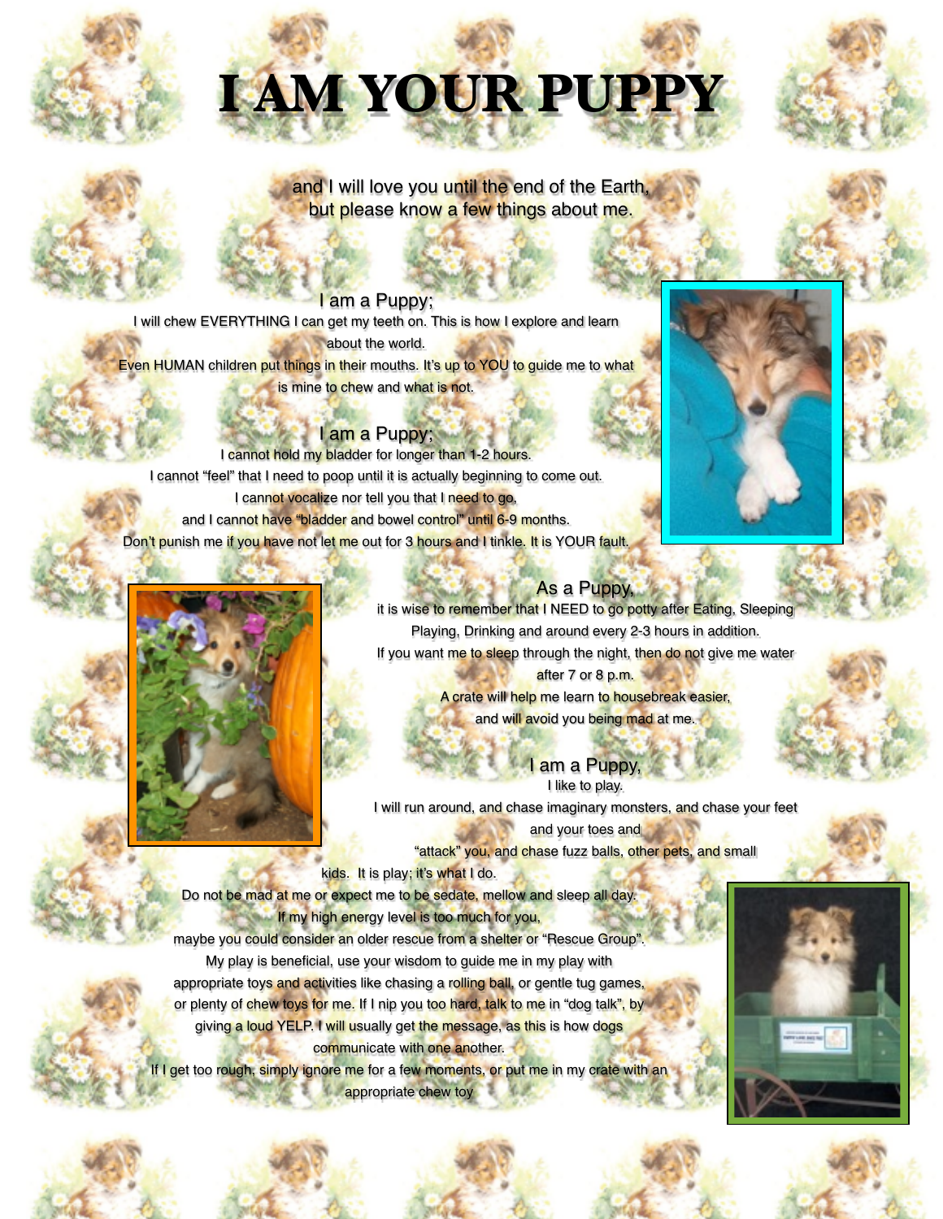# I AM YOUR PUPPY

and I will love you until the end of the Earth,
but please know a few things about me.

### I am a Puppy;

I will chew EVERYTHING I can get my teeth on. This is how I explore and learn about the world.
Even HUMAN children put things in their mouths. It's up to YOU to guide me to what is mine to chew and what is not.

### I am a Puppy;

I cannot hold my bladder for longer than 1-2 hours.
I cannot "feel" that I need to poop until it is actually beginning to come out.
I cannot vocalize nor tell you that I need to go,
and I cannot have "bladder and bowel control" until 6-9 months.
Don't punish me if you have not let me out for 3 hours and I tinkle. It is YOUR fault.

### As a Puppy,

it is wise to remember that I NEED to go potty after Eating, Sleeping Playing, Drinking and around every 2-3 hours in addition.
If you want me to sleep through the night, then do not give me water after 7 or 8 p.m.
A crate will help me learn to housebreak easier, and will avoid you being mad at me.

### I am a Puppy,

I like to play.
I will run around, and chase imaginary monsters, and chase your feet and your toes and "attack" you, and chase fuzz balls, other pets, and small kids. It is play; it's what I do.
Do not be mad at me or expect me to be sedate, mellow and sleep all day.
If my high energy level is too much for you,
maybe you could consider an older rescue from a shelter or "Rescue Group".
My play is beneficial, use your wisdom to guide me in my play with appropriate toys and activities like chasing a rolling ball, or gentle tug games, or plenty of chew toys for me. If I nip you too hard, talk to me in "dog talk", by giving a loud YELP. I will usually get the message, as this is how dogs communicate with one another.
If I get too rough, simply ignore me for a few moments, or put me in my crate with an appropriate chew toy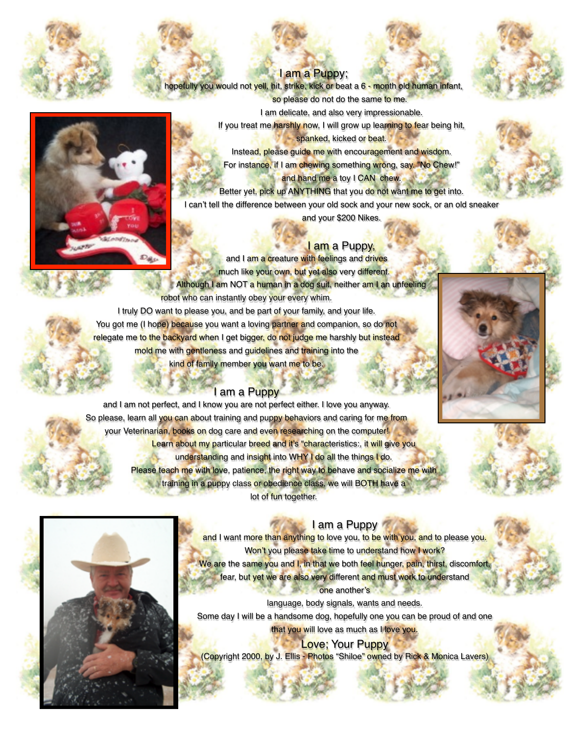## I am a Puppy;

hopefully you would not yell, hit, strike, kick or beat a 6 - month old human infant,
so please do not do the same to me.
I am delicate, and also very impressionable.
If you treat me harshly now, I will grow up learning to fear being hit,
spanked, kicked or beat.
Instead, please guide me with encouragement and wisdom.
For instance, if I am chewing something wrong, say, "No Chew!"
and hand me a toy I CAN chew.
Better yet, pick up ANYTHING that you do not want me to get into.
I can't tell the difference between your old sock and your new sock, or an old sneaker
and your $200 Nikes.

## I am a Puppy,

and I am a creature with feelings and drives
much like your own, but yet also very different.
Although I am NOT a human in a dog suit, neither am I an unfeeling
robot who can instantly obey your every whim.
I truly DO want to please you, and be part of your family, and your life.
You got me (I hope) because you want a loving partner and companion, so do not
relegate me to the backyard when I get bigger, do not judge me harshly but instead
mold me with gentleness and guidelines and training into the
kind of family member you want me to be.

## I am a Puppy

and I am not perfect, and I know you are not perfect either. I love you anyway.
So please, learn all you can about training and puppy behaviors and caring for me from
your Veterinarian, books on dog care and even researching on the computer!
Learn about my particular breed and it's "characteristics:, it will give you
understanding and insight into WHY I do all the things I do.
Please teach me with love, patience, the right way to behave and socialize me with
training in a puppy class or obedience class, we will BOTH have a
lot of fun together.

## I am a Puppy

and I want more than anything to love you, to be with you, and to please you.
Won't you please take time to understand how I work?
We are the same you and I, in that we both feel hunger, pain, thirst, discomfort,
fear, but yet we are also very different and must work to understand
one another's
language, body signals, wants and needs.
Some day I will be a handsome dog, hopefully one you can be proud of and one
that you will love as much as I love you.

## Love; Your Puppy

(Copyright 2000, by J. Ellis - Photos "Shiloe" owned by Rick & Monica Lavers)